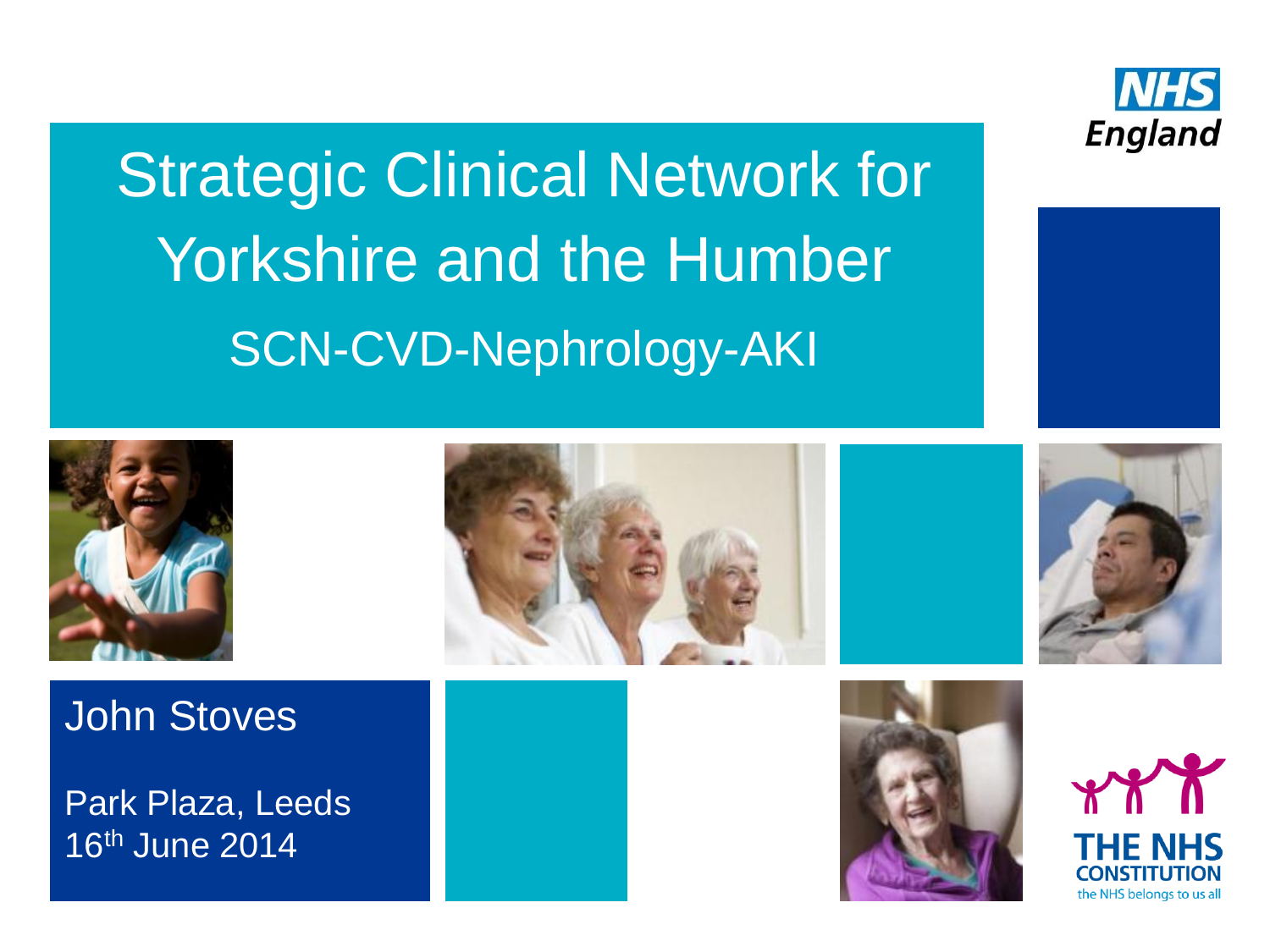NHS England

# Strategic Clinical Network for Yorkshire and the Humber

## SCN-CVD-Nephrology-AKI

John Stoves

Park Plaza, Leeds
16th June 2014

THE NHS CONSTITUTION
the NHS belongs to us all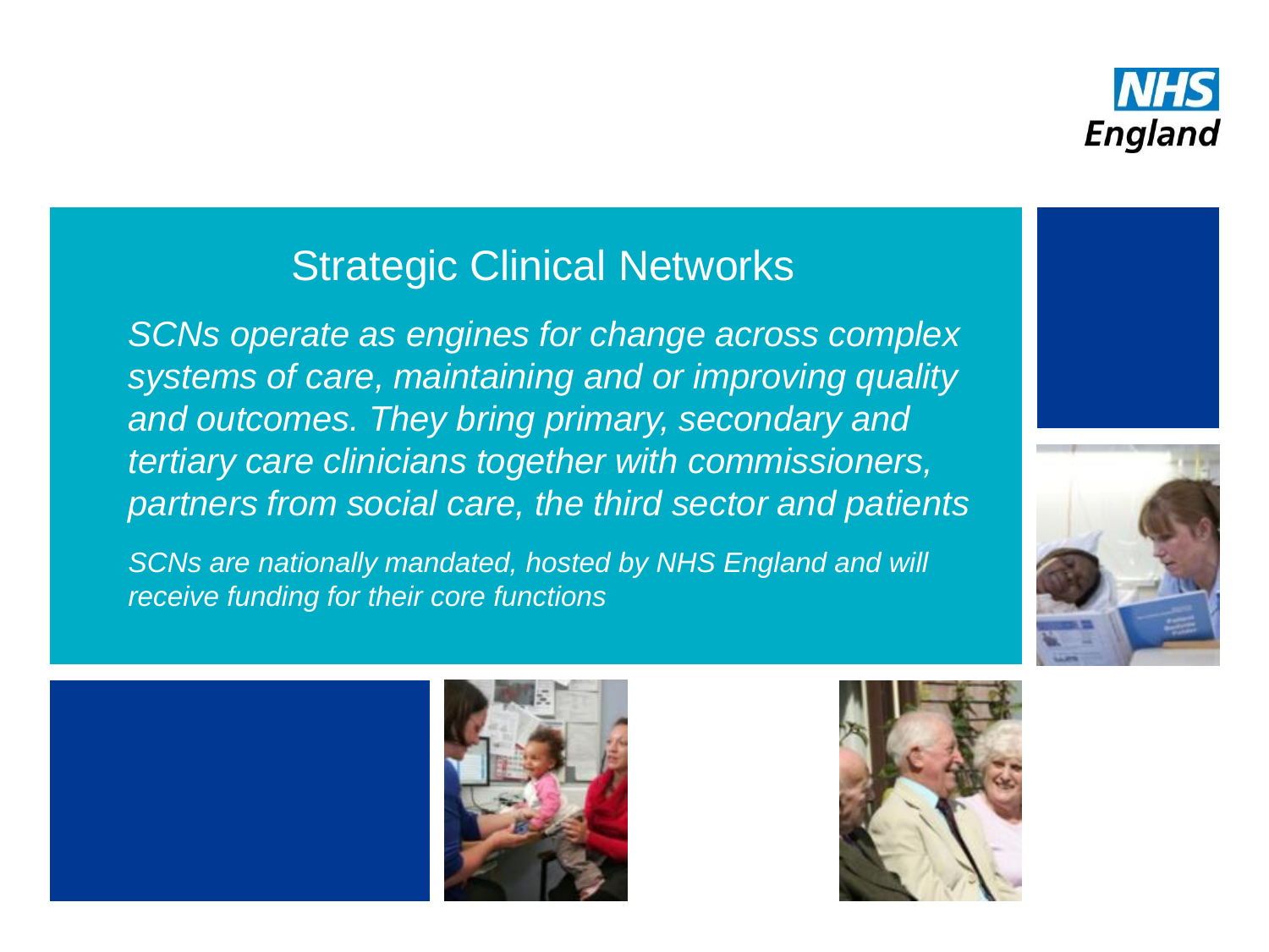## Strategic Clinical Networks

*SCNs operate as engines for change across complex systems of care, maintaining and or improving quality and outcomes. They bring primary, secondary and tertiary care clinicians together with commissioners, partners from social care, the third sector and patients*

*SCNs are nationally mandated, hosted by NHS England and will receive funding for their core functions*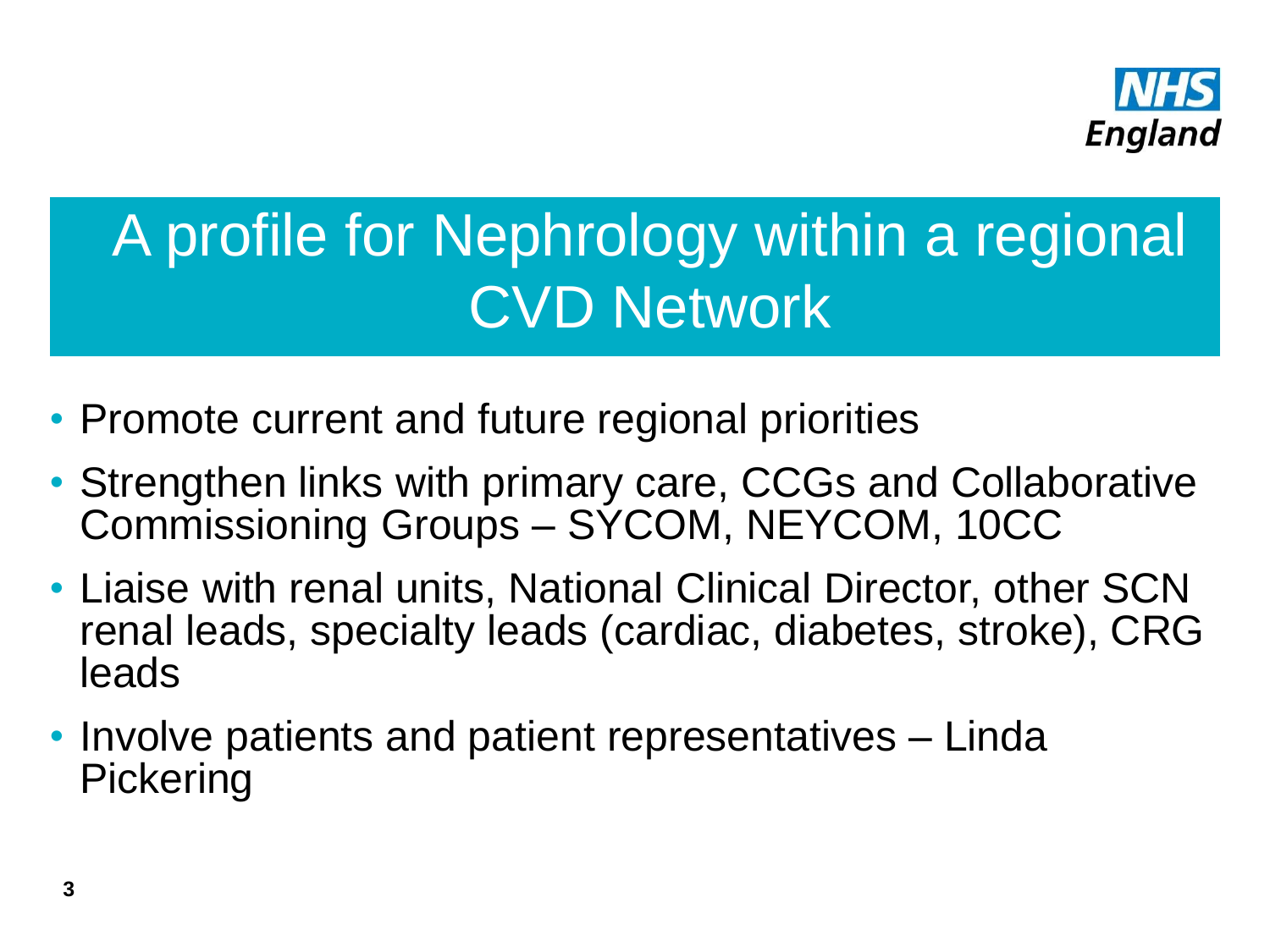# A profile for Nephrology within a regional CVD Network

- Promote current and future regional priorities
- Strengthen links with primary care, CCGs and Collaborative Commissioning Groups – SYCOM, NEYCOM, 10CC
- Liaise with renal units, National Clinical Director, other SCN renal leads, specialty leads (cardiac, diabetes, stroke), CRG leads
- Involve patients and patient representatives – Linda Pickering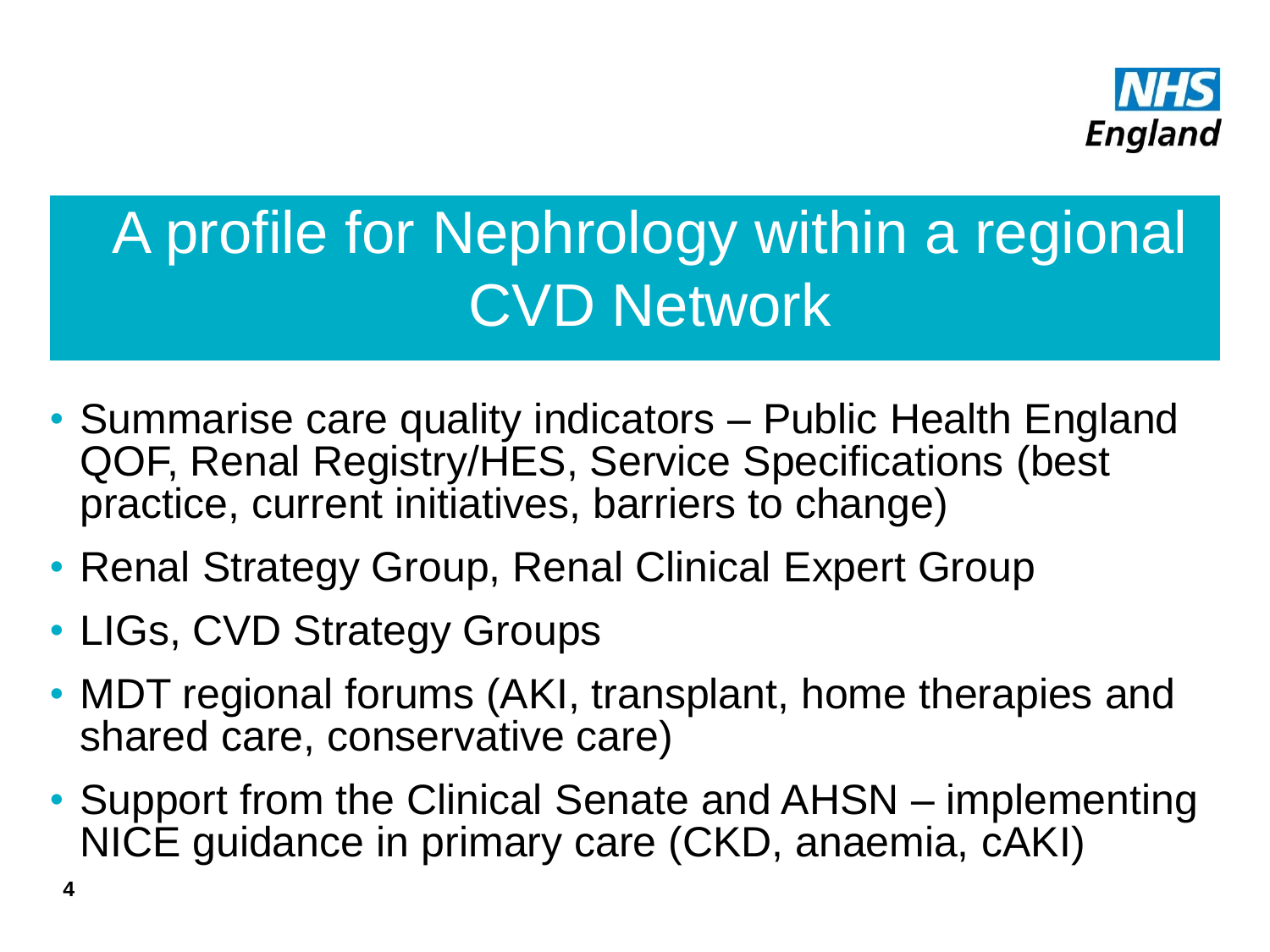# A profile for Nephrology within a regional CVD Network

- Summarise care quality indicators – Public Health England QOF, Renal Registry/HES, Service Specifications (best practice, current initiatives, barriers to change)
- Renal Strategy Group, Renal Clinical Expert Group
- LIGs, CVD Strategy Groups
- MDT regional forums (AKI, transplant, home therapies and shared care, conservative care)
- Support from the Clinical Senate and AHSN – implementing NICE guidance in primary care (CKD, anaemia, cAKI)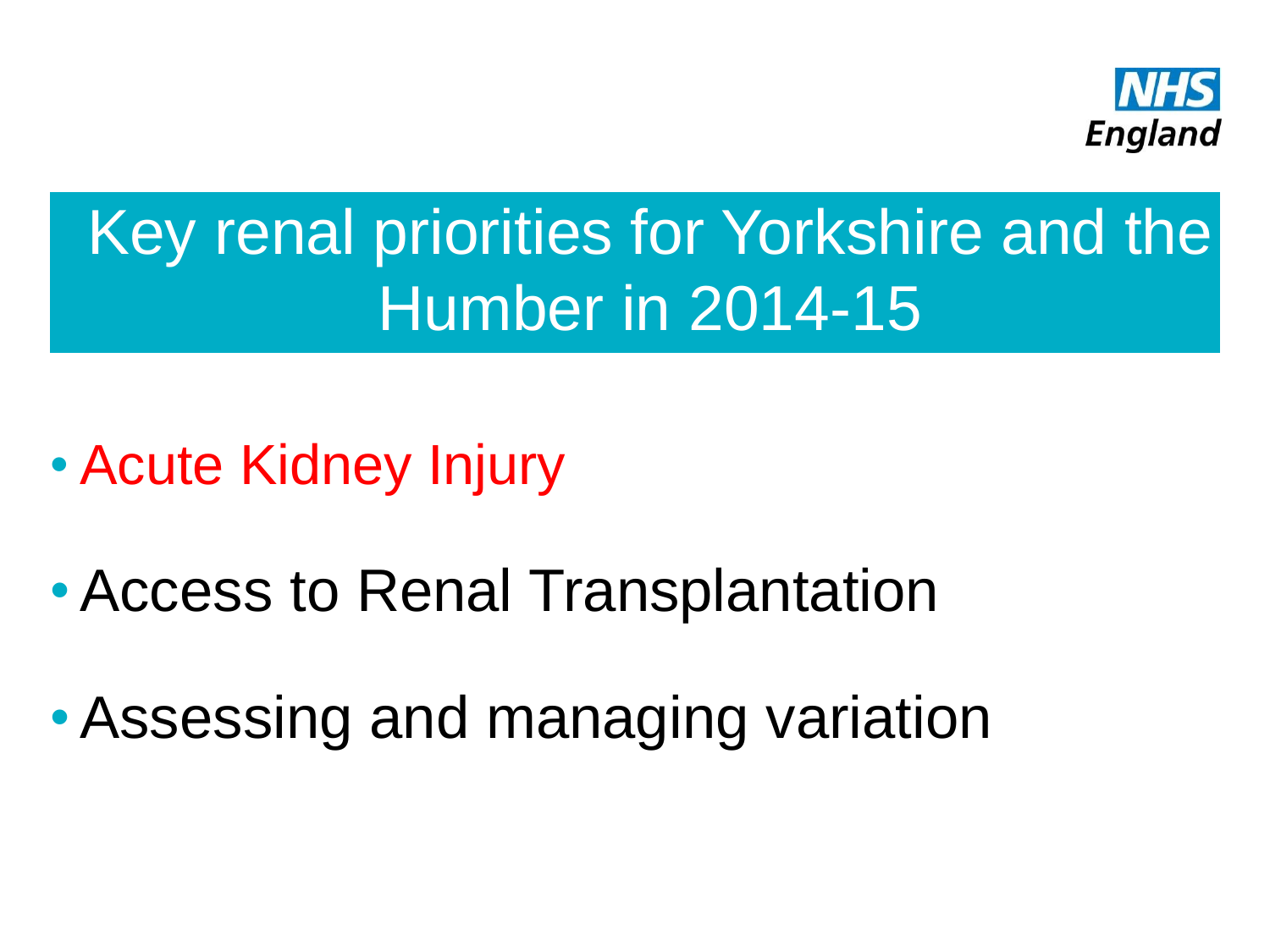# Key renal priorities for Yorkshire and the Humber in 2014-15

- Acute Kidney Injury
- Access to Renal Transplantation
- Assessing and managing variation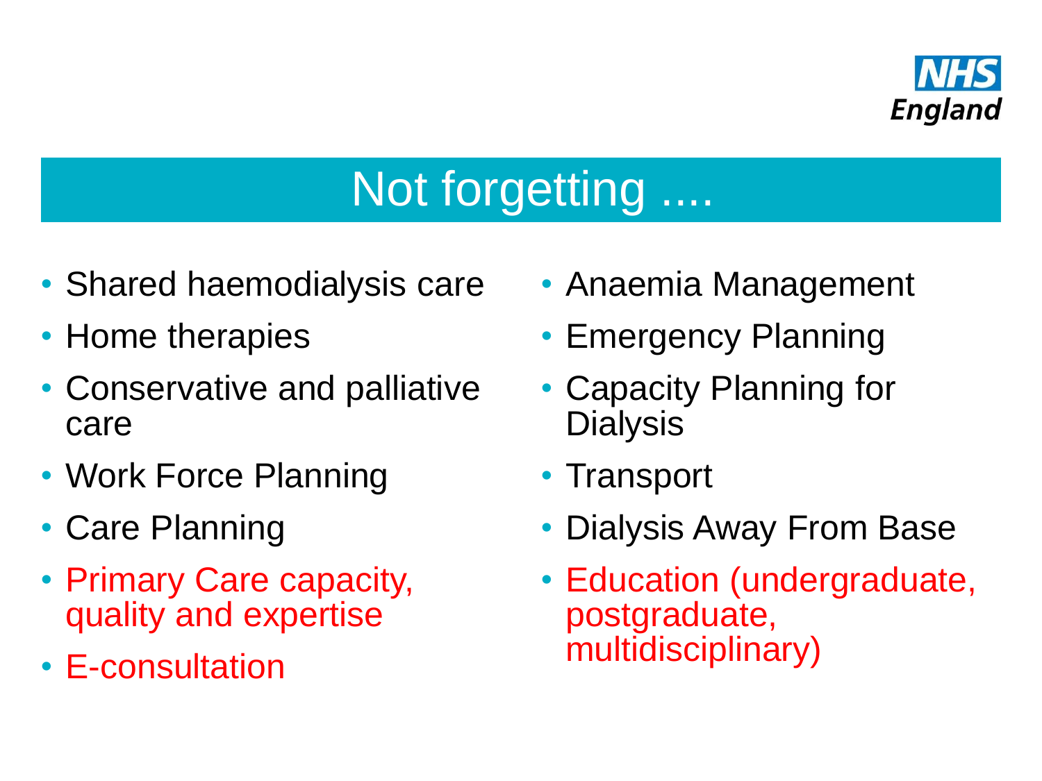# Not forgetting ....

- Shared haemodialysis care
- Home therapies
- Conservative and palliative care
- Work Force Planning
- Care Planning
- Primary Care capacity, quality and expertise
- E-consultation
- Anaemia Management
- Emergency Planning
- Capacity Planning for Dialysis
- Transport
- Dialysis Away From Base
- Education (undergraduate, postgraduate, multidisciplinary)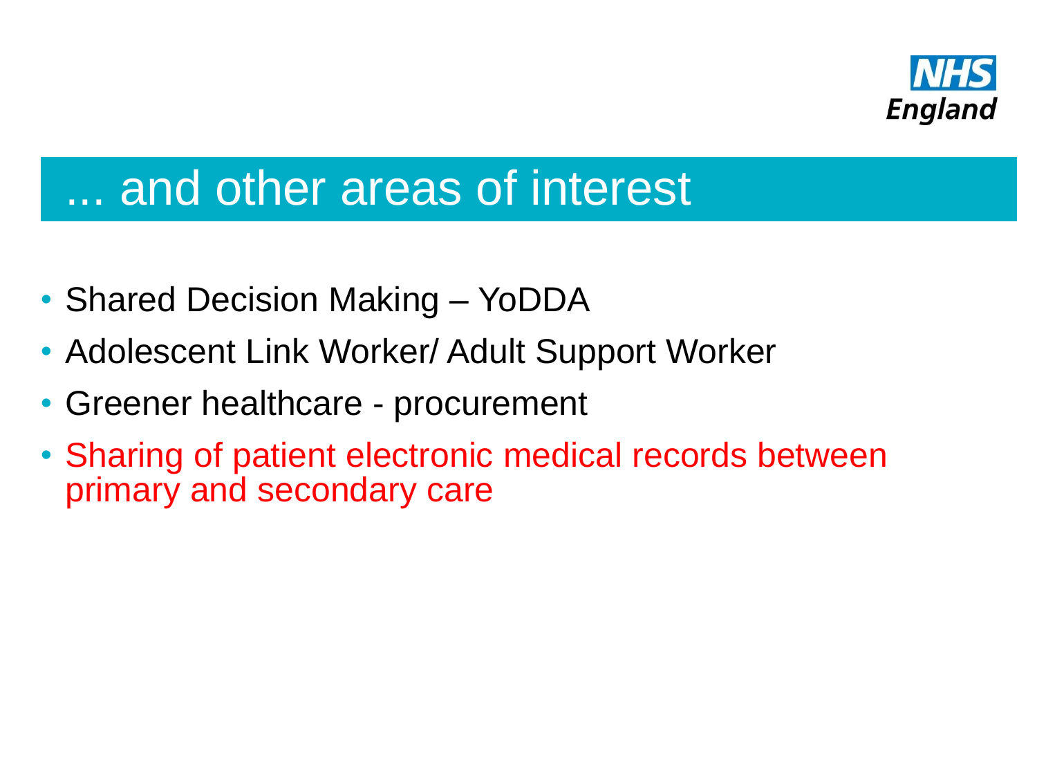# ... and other areas of interest

- Shared Decision Making – YoDDA
- Adolescent Link Worker/ Adult Support Worker
- Greener healthcare - procurement
- Sharing of patient electronic medical records between primary and secondary care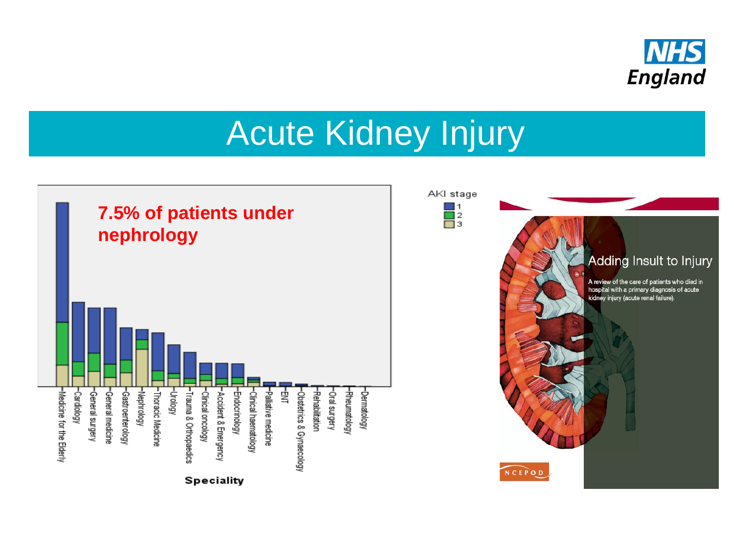# Acute Kidney Injury

**7.5% of patients under nephrology**

AKI stage
- 1
- 2
- 3

Speciality: Medicine for the Elderly, Cardiology, General surgery, General medicine, Gastroenterology, Nephrology, Thoracic Medicine, Urology, Trauma & Orthopaedics, Clinical oncology, Accident & Emergency, Endocrinology, Clinical haematology, Palliative medicine, ENT, Obstetrics & Gynaecology, Rehabilitation, Oral surgery, Rheumatology, Dermatology

Adding Insult to Injury

A review of the care of patients who died in hospital with a primary diagnosis of acute kidney injury (acute renal failure).

NCEPOD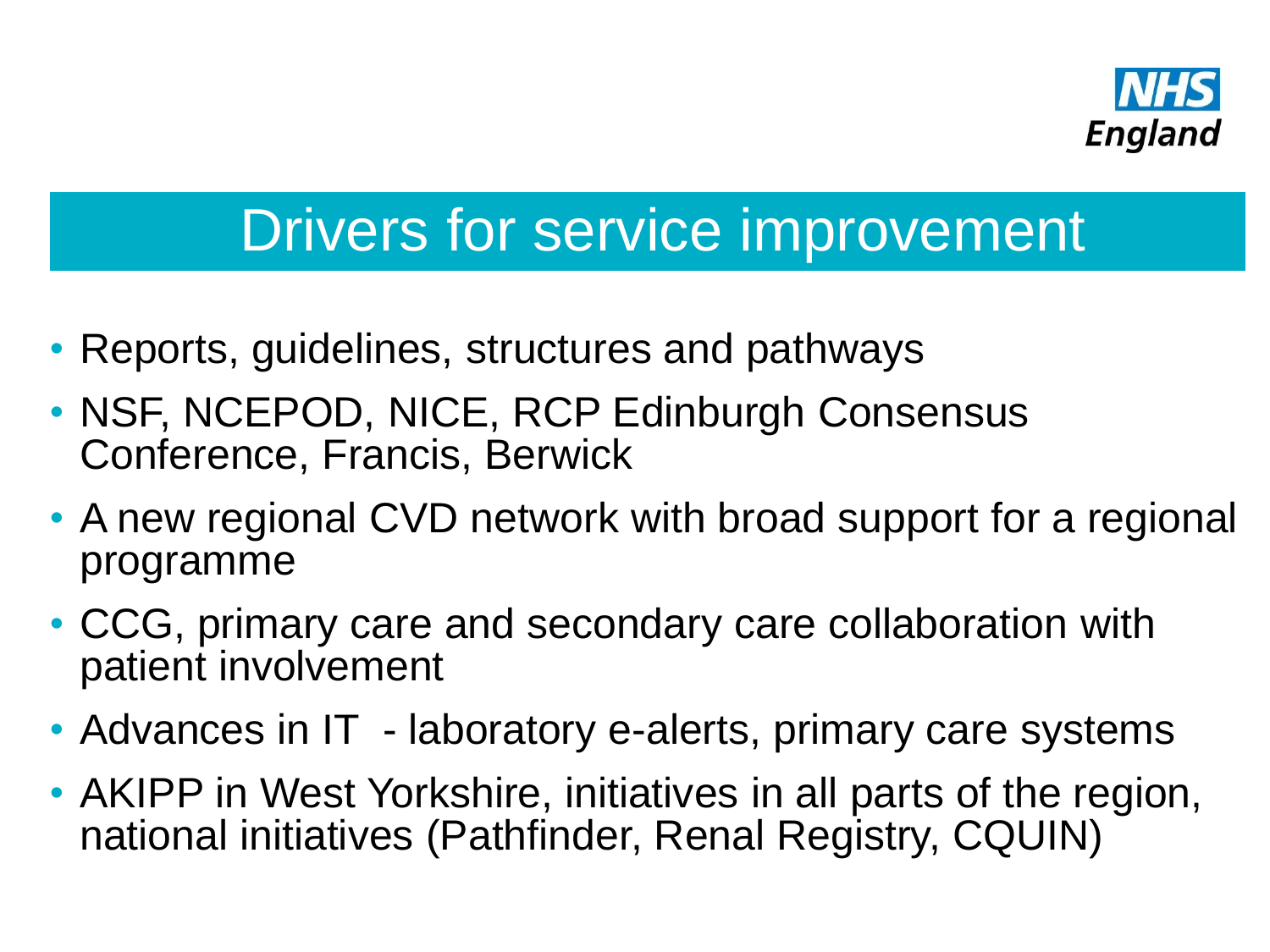# Drivers for service improvement

- Reports, guidelines, structures and pathways
- NSF, NCEPOD, NICE, RCP Edinburgh Consensus Conference, Francis, Berwick
- A new regional CVD network with broad support for a regional programme
- CCG, primary care and secondary care collaboration with patient involvement
- Advances in IT - laboratory e-alerts, primary care systems
- AKIPP in West Yorkshire, initiatives in all parts of the region, national initiatives (Pathfinder, Renal Registry, CQUIN)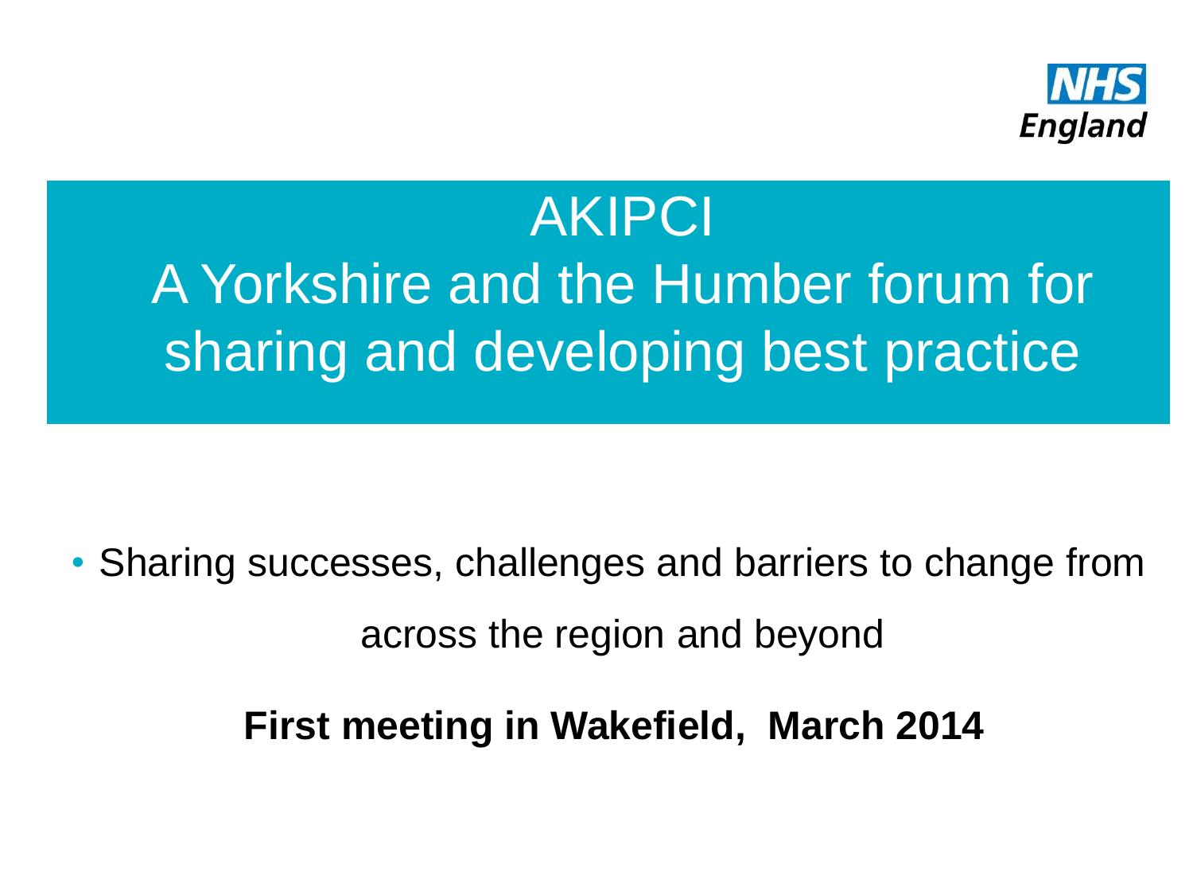NHS England

# AKIPCI
## A Yorkshire and the Humber forum for sharing and developing best practice

- Sharing successes, challenges and barriers to change from across the region and beyond

**First meeting in Wakefield, March 2014**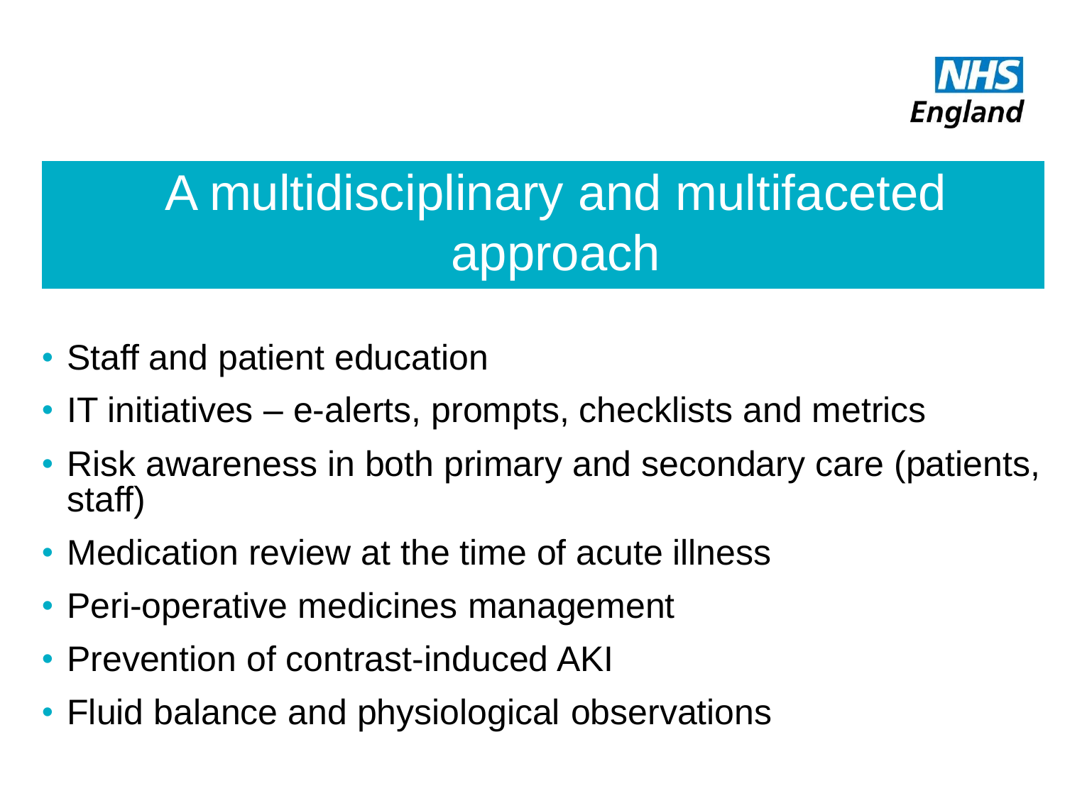# A multidisciplinary and multifaceted approach

- Staff and patient education
- IT initiatives – e-alerts, prompts, checklists and metrics
- Risk awareness in both primary and secondary care (patients, staff)
- Medication review at the time of acute illness
- Peri-operative medicines management
- Prevention of contrast-induced AKI
- Fluid balance and physiological observations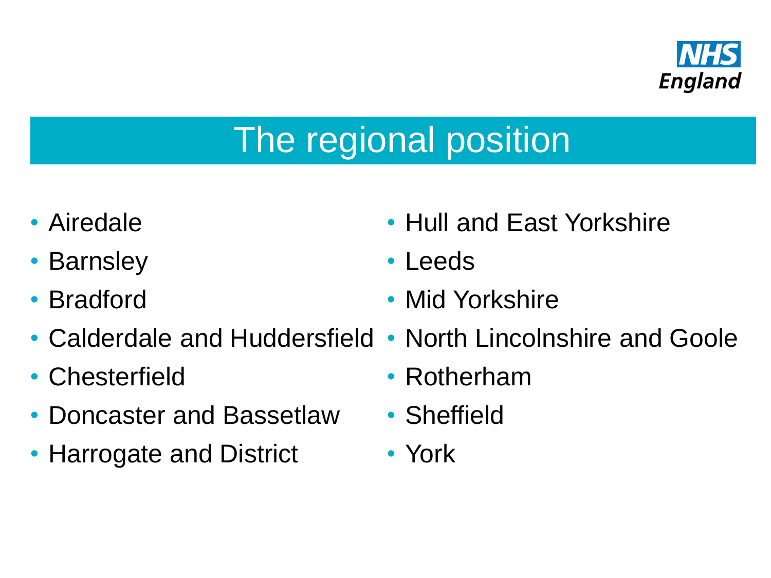# The regional position

- Airedale
- Barnsley
- Bradford
- Calderdale and Huddersfield
- Chesterfield
- Doncaster and Bassetlaw
- Harrogate and District
- Hull and East Yorkshire
- Leeds
- Mid Yorkshire
- North Lincolnshire and Goole
- Rotherham
- Sheffield
- York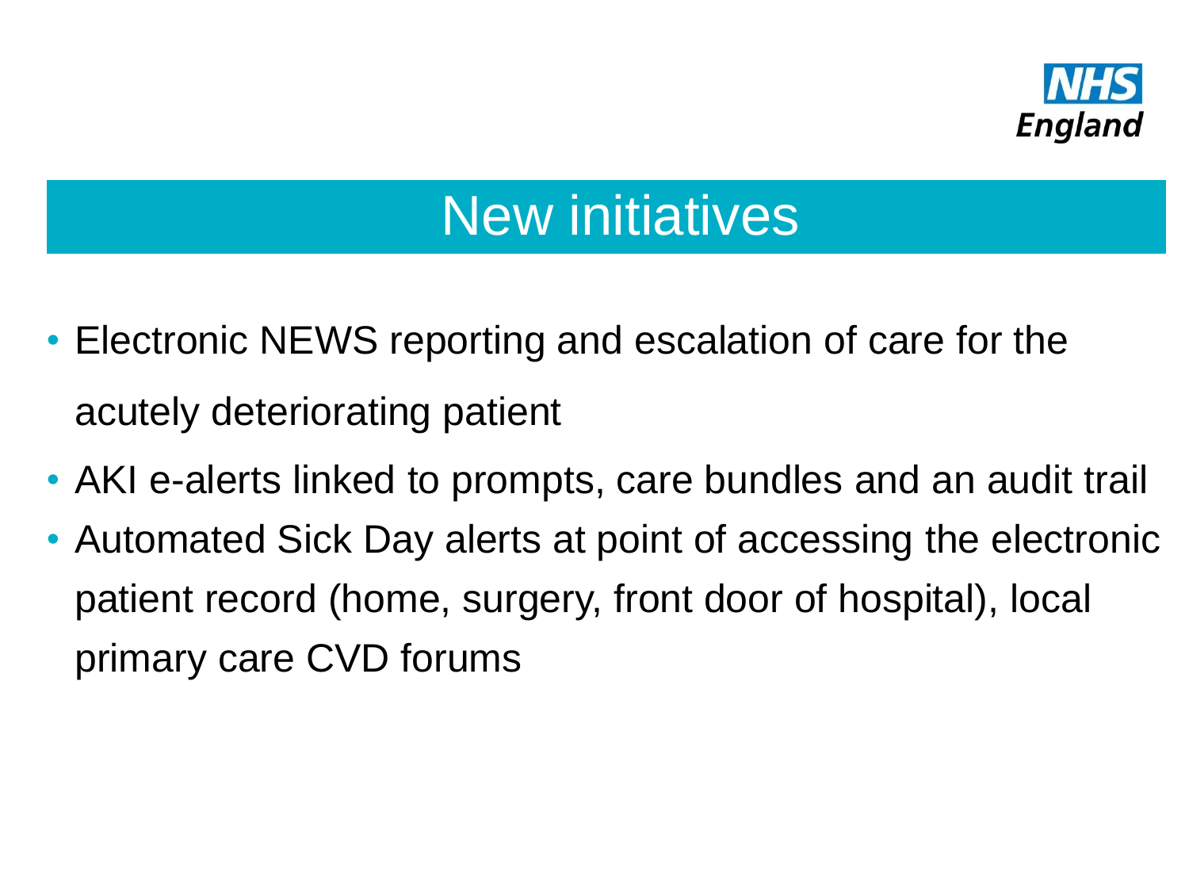# New initiatives

- Electronic NEWS reporting and escalation of care for the acutely deteriorating patient
- AKI e-alerts linked to prompts, care bundles and an audit trail
- Automated Sick Day alerts at point of accessing the electronic patient record (home, surgery, front door of hospital), local primary care CVD forums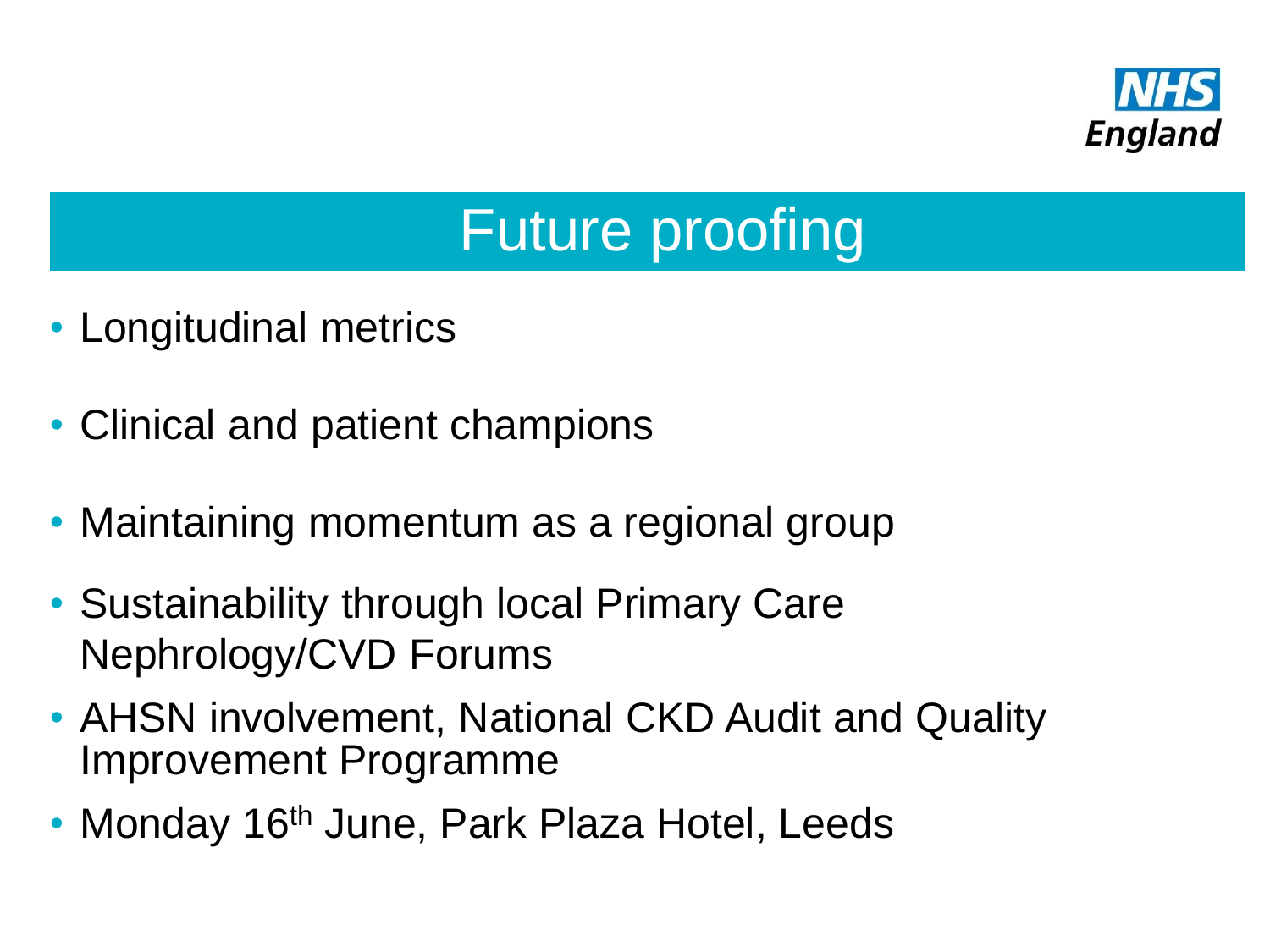# Future proofing

- Longitudinal metrics
- Clinical and patient champions
- Maintaining momentum as a regional group
- Sustainability through local Primary Care Nephrology/CVD Forums
- AHSN involvement, National CKD Audit and Quality Improvement Programme
- Monday 16th June, Park Plaza Hotel, Leeds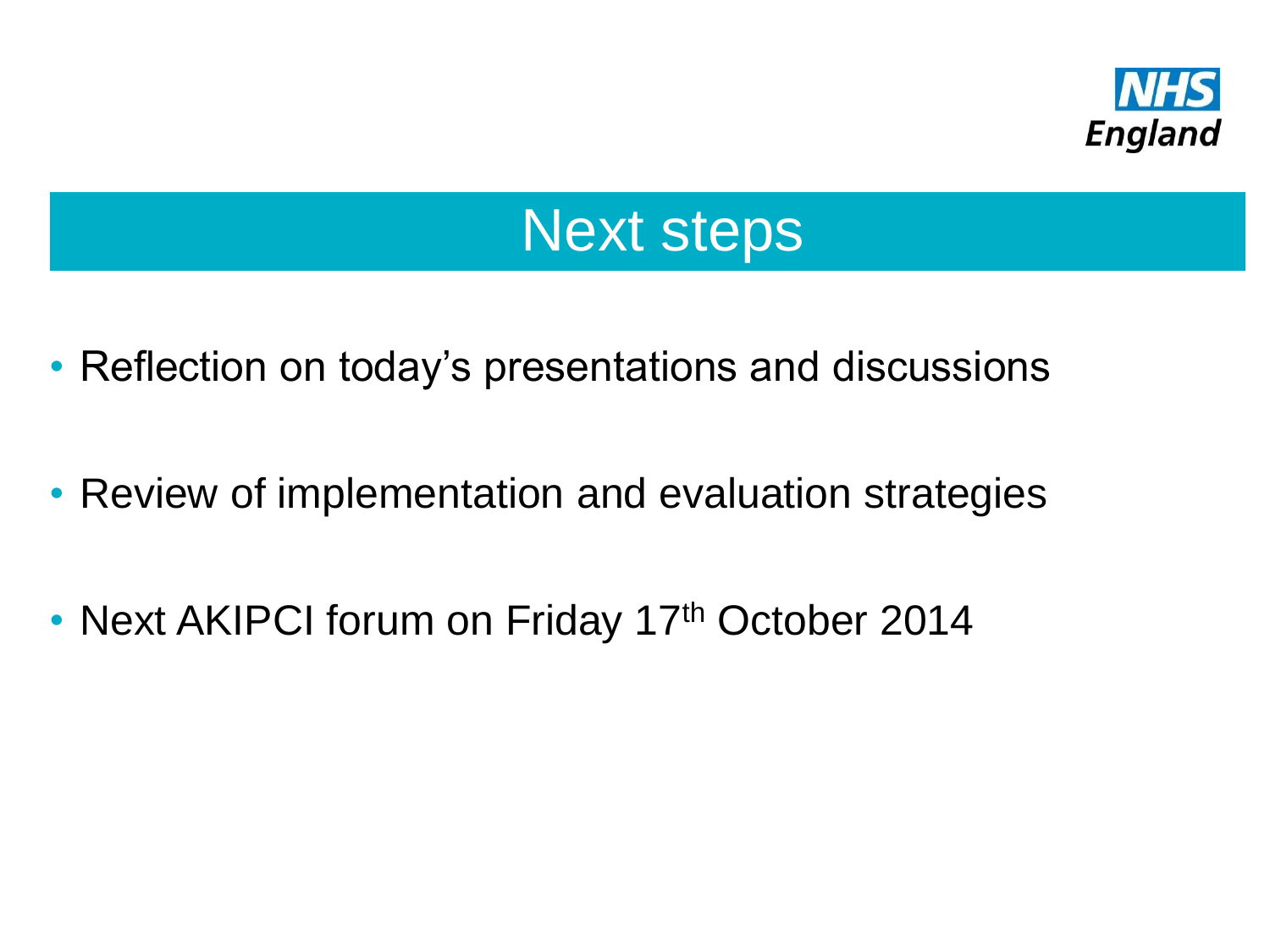# Next steps

- Reflection on today's presentations and discussions
- Review of implementation and evaluation strategies
- Next AKIPCI forum on Friday 17th October 2014